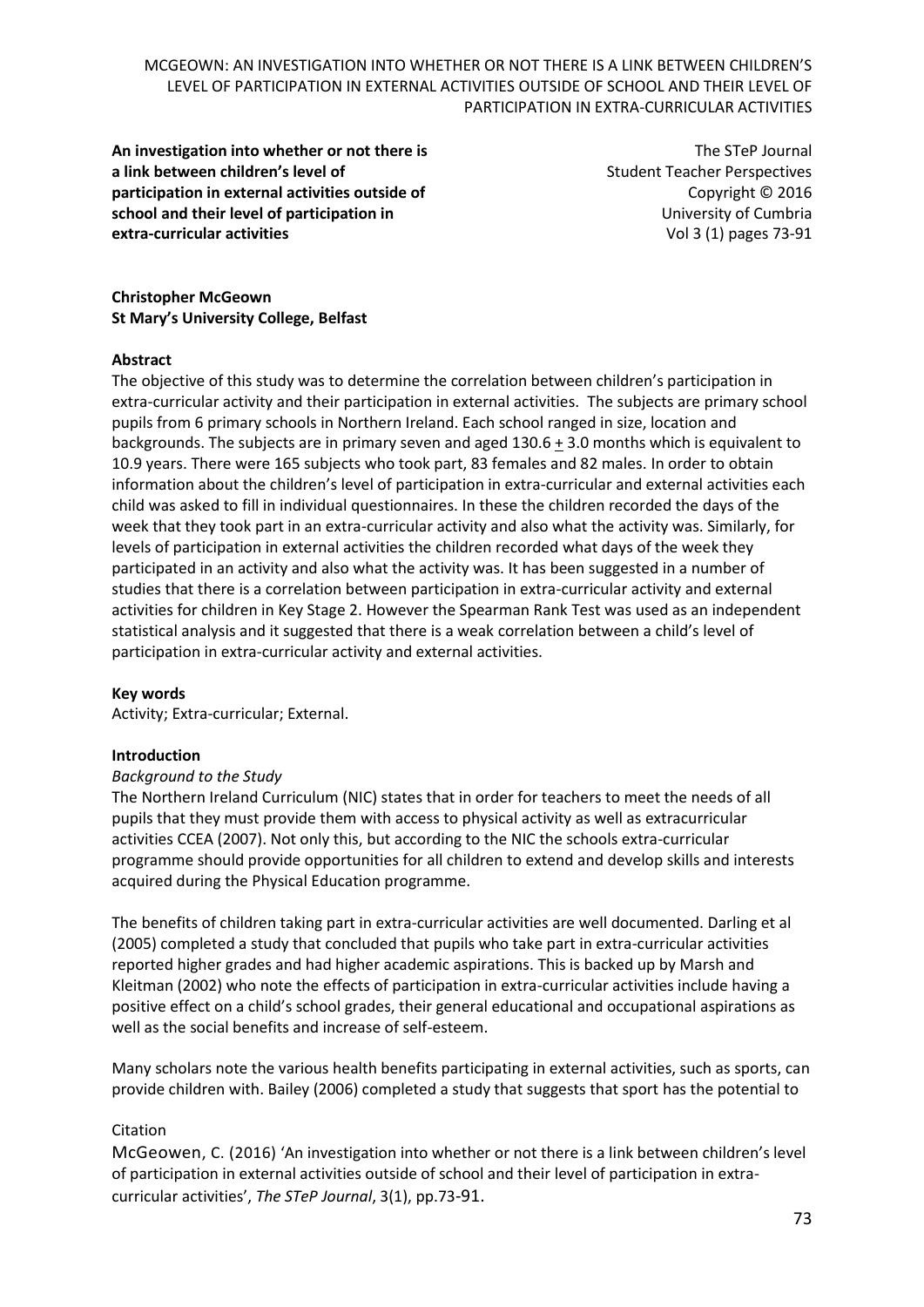**An investigation into whether or not there is a link between children's level of participation in external activities outside of school and their level of participation in extra-curricular activities**

The STeP Journal
Student Teacher Perspectives
Copyright © 2016
University of Cumbria
Vol 3 (1) pages 73-91

**Christopher McGeown**
**St Mary's University College, Belfast**

**Abstract**

The objective of this study was to determine the correlation between children's participation in extra-curricular activity and their participation in external activities. The subjects are primary school pupils from 6 primary schools in Northern Ireland. Each school ranged in size, location and backgrounds. The subjects are in primary seven and aged 130.6 $\pm$ 3.0 months which is equivalent to 10.9 years. There were 165 subjects who took part, 83 females and 82 males. In order to obtain information about the children's level of participation in extra-curricular and external activities each child was asked to fill in individual questionnaires. In these the children recorded the days of the week that they took part in an extra-curricular activity and also what the activity was. Similarly, for levels of participation in external activities the children recorded what days of the week they participated in an activity and also what the activity was. It has been suggested in a number of studies that there is a correlation between participation in extra-curricular activity and external activities for children in Key Stage 2. However the Spearman Rank Test was used as an independent statistical analysis and it suggested that there is a weak correlation between a child's level of participation in extra-curricular activity and external activities.

**Key words**

Activity; Extra-curricular; External.

**Introduction**

*Background to the Study*

The Northern Ireland Curriculum (NIC) states that in order for teachers to meet the needs of all pupils that they must provide them with access to physical activity as well as extracurricular activities CCEA (2007). Not only this, but according to the NIC the schools extra-curricular programme should provide opportunities for all children to extend and develop skills and interests acquired during the Physical Education programme.

The benefits of children taking part in extra-curricular activities are well documented. Darling et al (2005) completed a study that concluded that pupils who take part in extra-curricular activities reported higher grades and had higher academic aspirations. This is backed up by Marsh and Kleitman (2002) who note the effects of participation in extra-curricular activities include having a positive effect on a child's school grades, their general educational and occupational aspirations as well as the social benefits and increase of self-esteem.

Many scholars note the various health benefits participating in external activities, such as sports, can provide children with. Bailey (2006) completed a study that suggests that sport has the potential to

Citation

McGeowen, C. (2016) 'An investigation into whether or not there is a link between children's level of participation in external activities outside of school and their level of participation in extra-curricular activities', *The STeP Journal*, 3(1), pp.73-91.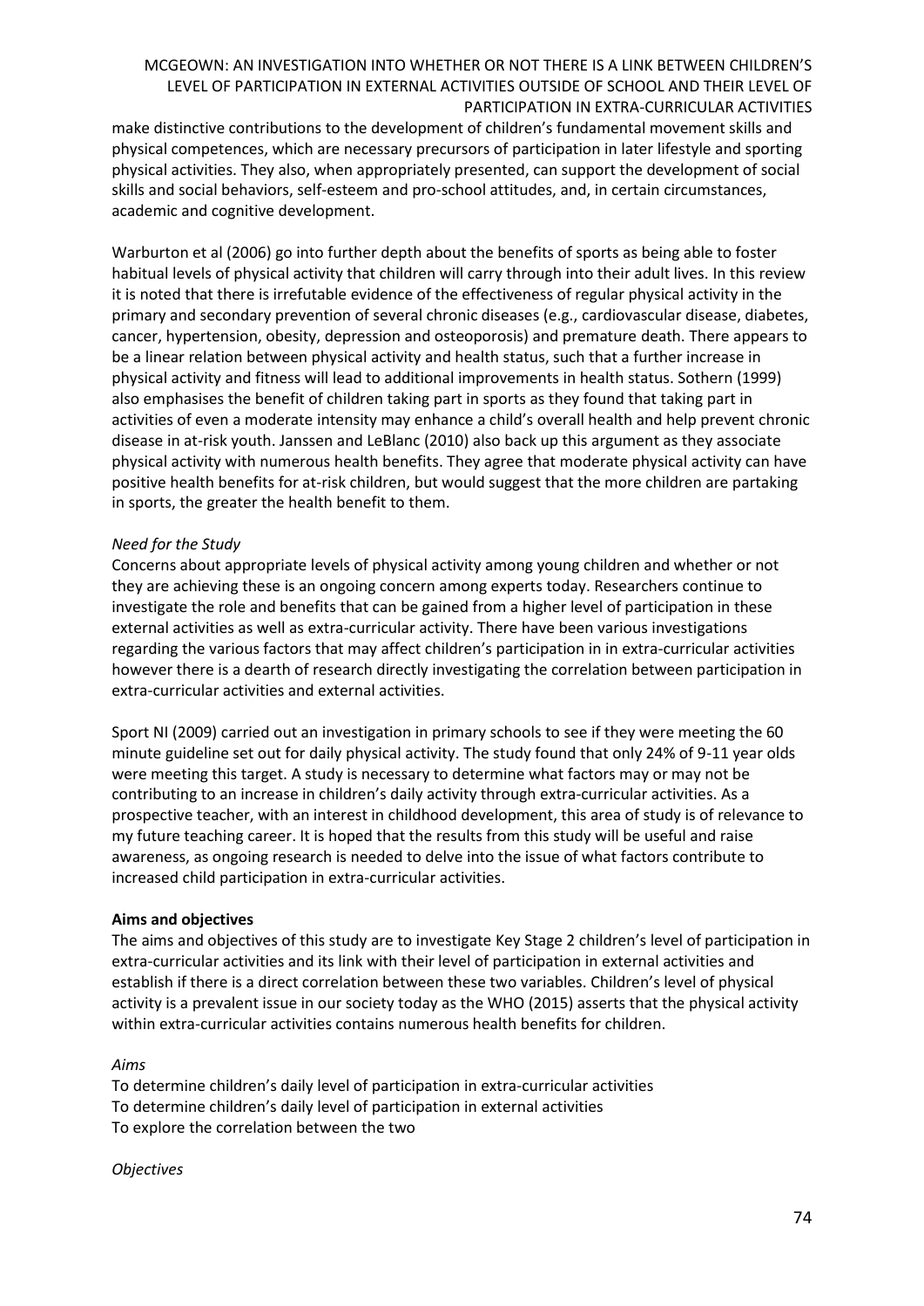make distinctive contributions to the development of children's fundamental movement skills and physical competences, which are necessary precursors of participation in later lifestyle and sporting physical activities. They also, when appropriately presented, can support the development of social skills and social behaviors, self-esteem and pro-school attitudes, and, in certain circumstances, academic and cognitive development.

Warburton et al (2006) go into further depth about the benefits of sports as being able to foster habitual levels of physical activity that children will carry through into their adult lives. In this review it is noted that there is irrefutable evidence of the effectiveness of regular physical activity in the primary and secondary prevention of several chronic diseases (e.g., cardiovascular disease, diabetes, cancer, hypertension, obesity, depression and osteoporosis) and premature death. There appears to be a linear relation between physical activity and health status, such that a further increase in physical activity and fitness will lead to additional improvements in health status. Sothern (1999) also emphasises the benefit of children taking part in sports as they found that taking part in activities of even a moderate intensity may enhance a child's overall health and help prevent chronic disease in at-risk youth. Janssen and LeBlanc (2010) also back up this argument as they associate physical activity with numerous health benefits. They agree that moderate physical activity can have positive health benefits for at-risk children, but would suggest that the more children are partaking in sports, the greater the health benefit to them.

*Need for the Study*

Concerns about appropriate levels of physical activity among young children and whether or not they are achieving these is an ongoing concern among experts today. Researchers continue to investigate the role and benefits that can be gained from a higher level of participation in these external activities as well as extra-curricular activity. There have been various investigations regarding the various factors that may affect children's participation in in extra-curricular activities however there is a dearth of research directly investigating the correlation between participation in extra-curricular activities and external activities.

Sport NI (2009) carried out an investigation in primary schools to see if they were meeting the 60 minute guideline set out for daily physical activity. The study found that only 24% of 9-11 year olds were meeting this target. A study is necessary to determine what factors may or may not be contributing to an increase in children's daily activity through extra-curricular activities. As a prospective teacher, with an interest in childhood development, this area of study is of relevance to my future teaching career. It is hoped that the results from this study will be useful and raise awareness, as ongoing research is needed to delve into the issue of what factors contribute to increased child participation in extra-curricular activities.

**Aims and objectives**

The aims and objectives of this study are to investigate Key Stage 2 children's level of participation in extra-curricular activities and its link with their level of participation in external activities and establish if there is a direct correlation between these two variables. Children's level of physical activity is a prevalent issue in our society today as the WHO (2015) asserts that the physical activity within extra-curricular activities contains numerous health benefits for children.

*Aims*

To determine children's daily level of participation in extra-curricular activities
To determine children's daily level of participation in external activities
To explore the correlation between the two

*Objectives*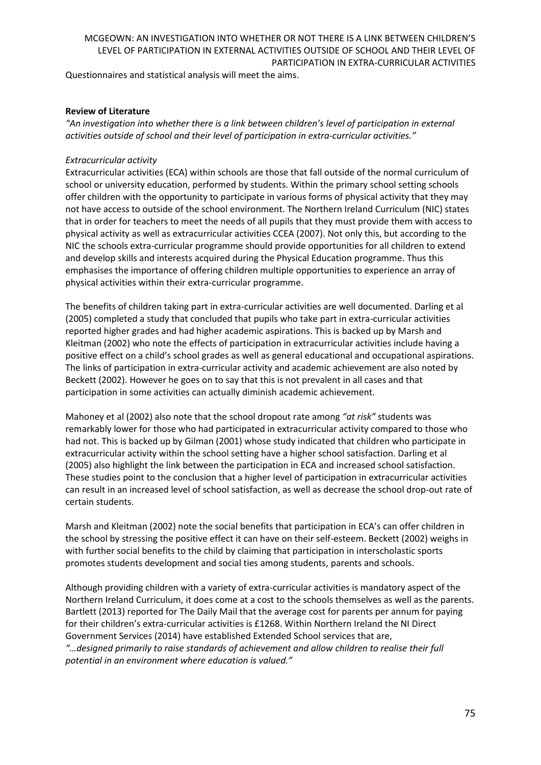Questionnaires and statistical analysis will meet the aims.

**Review of Literature**

*"An investigation into whether there is a link between children's level of participation in external activities outside of school and their level of participation in extra-curricular activities."*

*Extracurricular activity*

Extracurricular activities (ECA) within schools are those that fall outside of the normal curriculum of school or university education, performed by students. Within the primary school setting schools offer children with the opportunity to participate in various forms of physical activity that they may not have access to outside of the school environment. The Northern Ireland Curriculum (NIC) states that in order for teachers to meet the needs of all pupils that they must provide them with access to physical activity as well as extracurricular activities CCEA (2007). Not only this, but according to the NIC the schools extra-curricular programme should provide opportunities for all children to extend and develop skills and interests acquired during the Physical Education programme. Thus this emphasises the importance of offering children multiple opportunities to experience an array of physical activities within their extra-curricular programme.

The benefits of children taking part in extra-curricular activities are well documented. Darling et al (2005) completed a study that concluded that pupils who take part in extra-curricular activities reported higher grades and had higher academic aspirations. This is backed up by Marsh and Kleitman (2002) who note the effects of participation in extracurricular activities include having a positive effect on a child's school grades as well as general educational and occupational aspirations. The links of participation in extra-curricular activity and academic achievement are also noted by Beckett (2002). However he goes on to say that this is not prevalent in all cases and that participation in some activities can actually diminish academic achievement.

Mahoney et al (2002) also note that the school dropout rate among *"at risk"* students was remarkably lower for those who had participated in extracurricular activity compared to those who had not. This is backed up by Gilman (2001) whose study indicated that children who participate in extracurricular activity within the school setting have a higher school satisfaction. Darling et al (2005) also highlight the link between the participation in ECA and increased school satisfaction. These studies point to the conclusion that a higher level of participation in extracurricular activities can result in an increased level of school satisfaction, as well as decrease the school drop-out rate of certain students.

Marsh and Kleitman (2002) note the social benefits that participation in ECA's can offer children in the school by stressing the positive effect it can have on their self-esteem. Beckett (2002) weighs in with further social benefits to the child by claiming that participation in interscholastic sports promotes students development and social ties among students, parents and schools.

Although providing children with a variety of extra-curricular activities is mandatory aspect of the Northern Ireland Curriculum, it does come at a cost to the schools themselves as well as the parents. Bartlett (2013) reported for The Daily Mail that the average cost for parents per annum for paying for their children's extra-curricular activities is £1268. Within Northern Ireland the NI Direct Government Services (2014) have established Extended School services that are,

*"…designed primarily to raise standards of achievement and allow children to realise their full potential in an environment where education is valued."*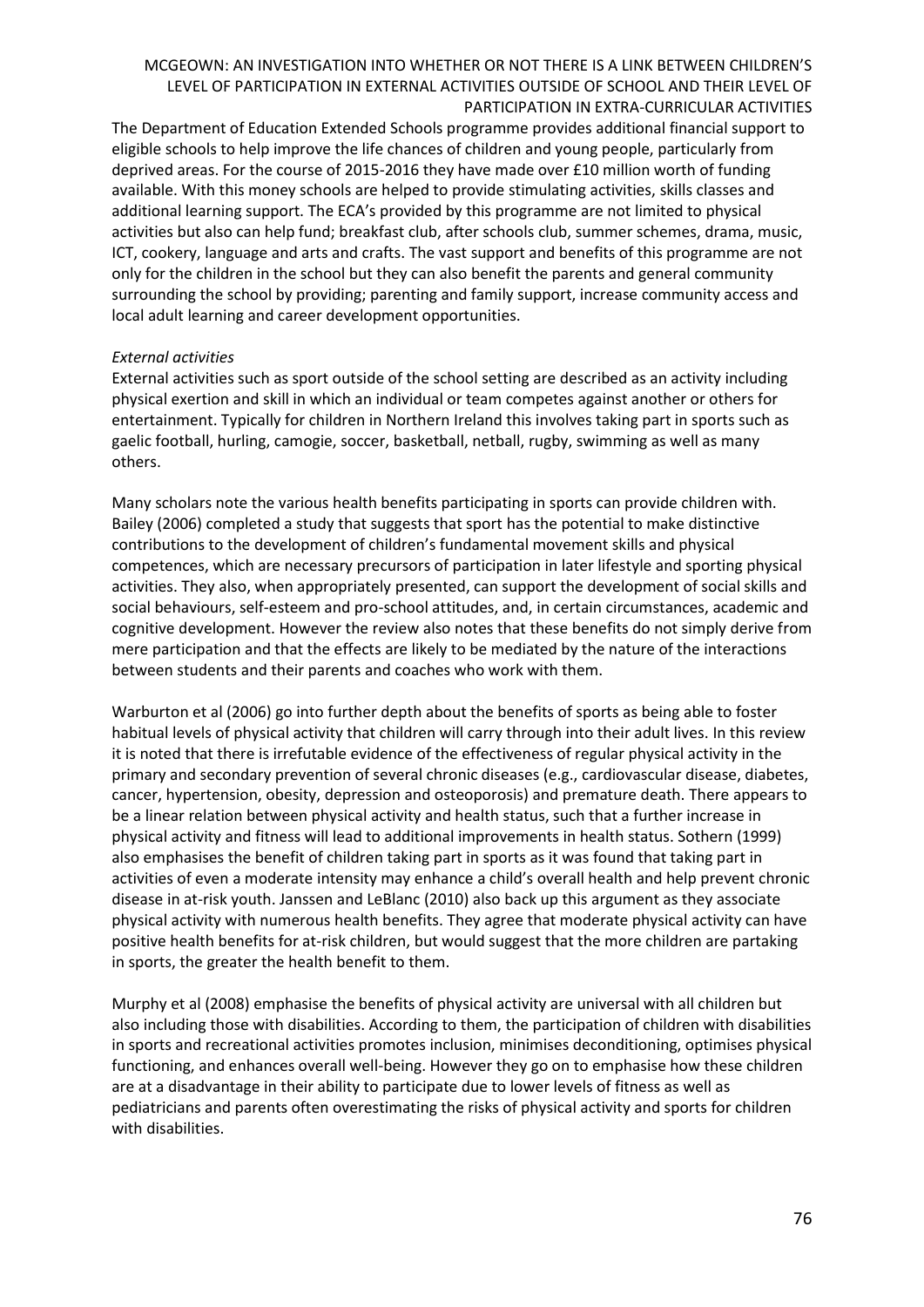The Department of Education Extended Schools programme provides additional financial support to eligible schools to help improve the life chances of children and young people, particularly from deprived areas. For the course of 2015-2016 they have made over £10 million worth of funding available. With this money schools are helped to provide stimulating activities, skills classes and additional learning support. The ECA's provided by this programme are not limited to physical activities but also can help fund; breakfast club, after schools club, summer schemes, drama, music, ICT, cookery, language and arts and crafts. The vast support and benefits of this programme are not only for the children in the school but they can also benefit the parents and general community surrounding the school by providing; parenting and family support, increase community access and local adult learning and career development opportunities.

*External activities*

External activities such as sport outside of the school setting are described as an activity including physical exertion and skill in which an individual or team competes against another or others for entertainment. Typically for children in Northern Ireland this involves taking part in sports such as gaelic football, hurling, camogie, soccer, basketball, netball, rugby, swimming as well as many others.

Many scholars note the various health benefits participating in sports can provide children with. Bailey (2006) completed a study that suggests that sport has the potential to make distinctive contributions to the development of children's fundamental movement skills and physical competences, which are necessary precursors of participation in later lifestyle and sporting physical activities. They also, when appropriately presented, can support the development of social skills and social behaviours, self-esteem and pro-school attitudes, and, in certain circumstances, academic and cognitive development. However the review also notes that these benefits do not simply derive from mere participation and that the effects are likely to be mediated by the nature of the interactions between students and their parents and coaches who work with them.

Warburton et al (2006) go into further depth about the benefits of sports as being able to foster habitual levels of physical activity that children will carry through into their adult lives. In this review it is noted that there is irrefutable evidence of the effectiveness of regular physical activity in the primary and secondary prevention of several chronic diseases (e.g., cardiovascular disease, diabetes, cancer, hypertension, obesity, depression and osteoporosis) and premature death. There appears to be a linear relation between physical activity and health status, such that a further increase in physical activity and fitness will lead to additional improvements in health status. Sothern (1999) also emphasises the benefit of children taking part in sports as it was found that taking part in activities of even a moderate intensity may enhance a child's overall health and help prevent chronic disease in at-risk youth. Janssen and LeBlanc (2010) also back up this argument as they associate physical activity with numerous health benefits. They agree that moderate physical activity can have positive health benefits for at-risk children, but would suggest that the more children are partaking in sports, the greater the health benefit to them.

Murphy et al (2008) emphasise the benefits of physical activity are universal with all children but also including those with disabilities. According to them, the participation of children with disabilities in sports and recreational activities promotes inclusion, minimises deconditioning, optimises physical functioning, and enhances overall well-being. However they go on to emphasise how these children are at a disadvantage in their ability to participate due to lower levels of fitness as well as pediatricians and parents often overestimating the risks of physical activity and sports for children with disabilities.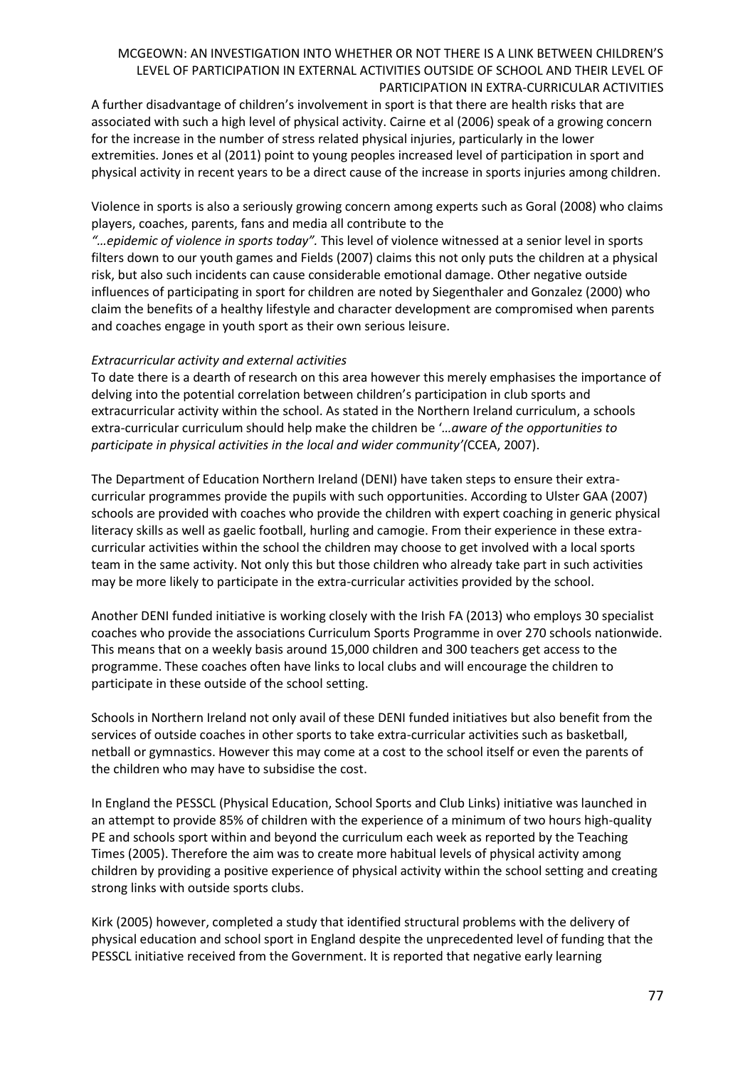A further disadvantage of children's involvement in sport is that there are health risks that are associated with such a high level of physical activity. Cairne et al (2006) speak of a growing concern for the increase in the number of stress related physical injuries, particularly in the lower extremities. Jones et al (2011) point to young peoples increased level of participation in sport and physical activity in recent years to be a direct cause of the increase in sports injuries among children.

Violence in sports is also a seriously growing concern among experts such as Goral (2008) who claims players, coaches, parents, fans and media all contribute to the *"…epidemic of violence in sports today".* This level of violence witnessed at a senior level in sports filters down to our youth games and Fields (2007) claims this not only puts the children at a physical risk, but also such incidents can cause considerable emotional damage. Other negative outside influences of participating in sport for children are noted by Siegenthaler and Gonzalez (2000) who claim the benefits of a healthy lifestyle and character development are compromised when parents and coaches engage in youth sport as their own serious leisure.

*Extracurricular activity and external activities*

To date there is a dearth of research on this area however this merely emphasises the importance of delving into the potential correlation between children's participation in club sports and extracurricular activity within the school. As stated in the Northern Ireland curriculum, a schools extra-curricular curriculum should help make the children be *'…aware of the opportunities to participate in physical activities in the local and wider community'(*CCEA, 2007).

The Department of Education Northern Ireland (DENI) have taken steps to ensure their extra-curricular programmes provide the pupils with such opportunities. According to Ulster GAA (2007) schools are provided with coaches who provide the children with expert coaching in generic physical literacy skills as well as gaelic football, hurling and camogie. From their experience in these extra-curricular activities within the school the children may choose to get involved with a local sports team in the same activity. Not only this but those children who already take part in such activities may be more likely to participate in the extra-curricular activities provided by the school.

Another DENI funded initiative is working closely with the Irish FA (2013) who employs 30 specialist coaches who provide the associations Curriculum Sports Programme in over 270 schools nationwide. This means that on a weekly basis around 15,000 children and 300 teachers get access to the programme. These coaches often have links to local clubs and will encourage the children to participate in these outside of the school setting.

Schools in Northern Ireland not only avail of these DENI funded initiatives but also benefit from the services of outside coaches in other sports to take extra-curricular activities such as basketball, netball or gymnastics. However this may come at a cost to the school itself or even the parents of the children who may have to subsidise the cost.

In England the PESSCL (Physical Education, School Sports and Club Links) initiative was launched in an attempt to provide 85% of children with the experience of a minimum of two hours high-quality PE and schools sport within and beyond the curriculum each week as reported by the Teaching Times (2005). Therefore the aim was to create more habitual levels of physical activity among children by providing a positive experience of physical activity within the school setting and creating strong links with outside sports clubs.

Kirk (2005) however, completed a study that identified structural problems with the delivery of physical education and school sport in England despite the unprecedented level of funding that the PESSCL initiative received from the Government. It is reported that negative early learning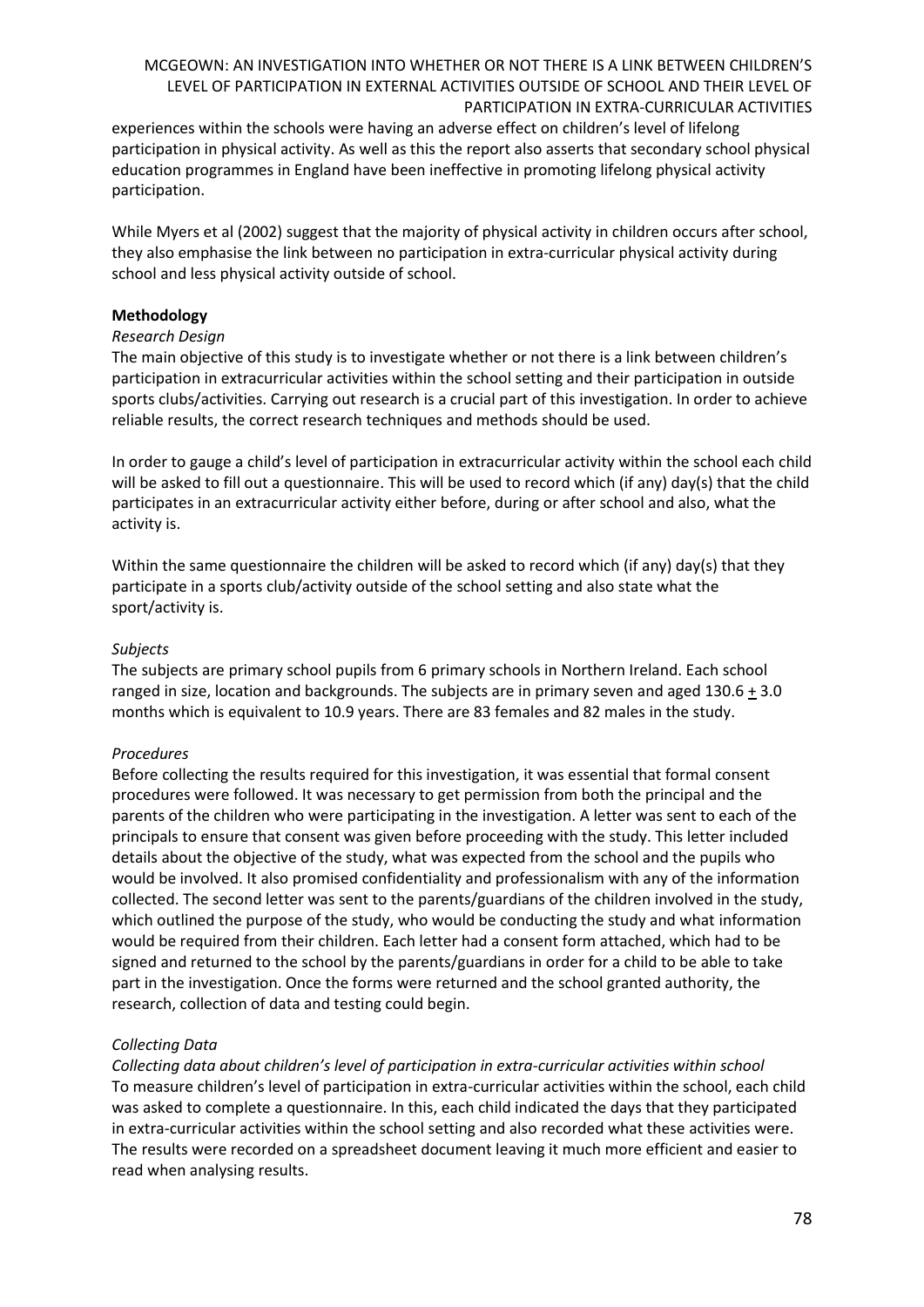experiences within the schools were having an adverse effect on children's level of lifelong participation in physical activity. As well as this the report also asserts that secondary school physical education programmes in England have been ineffective in promoting lifelong physical activity participation.

While Myers et al (2002) suggest that the majority of physical activity in children occurs after school, they also emphasise the link between no participation in extra-curricular physical activity during school and less physical activity outside of school.

**Methodology**

*Research Design*

The main objective of this study is to investigate whether or not there is a link between children's participation in extracurricular activities within the school setting and their participation in outside sports clubs/activities. Carrying out research is a crucial part of this investigation. In order to achieve reliable results, the correct research techniques and methods should be used.

In order to gauge a child's level of participation in extracurricular activity within the school each child will be asked to fill out a questionnaire. This will be used to record which (if any) day(s) that the child participates in an extracurricular activity either before, during or after school and also, what the activity is.

Within the same questionnaire the children will be asked to record which (if any) day(s) that they participate in a sports club/activity outside of the school setting and also state what the sport/activity is.

*Subjects*

The subjects are primary school pupils from 6 primary schools in Northern Ireland. Each school ranged in size, location and backgrounds. The subjects are in primary seven and aged $130.6 \pm 3.0$ months which is equivalent to 10.9 years. There are 83 females and 82 males in the study.

*Procedures*

Before collecting the results required for this investigation, it was essential that formal consent procedures were followed. It was necessary to get permission from both the principal and the parents of the children who were participating in the investigation. A letter was sent to each of the principals to ensure that consent was given before proceeding with the study. This letter included details about the objective of the study, what was expected from the school and the pupils who would be involved. It also promised confidentiality and professionalism with any of the information collected. The second letter was sent to the parents/guardians of the children involved in the study, which outlined the purpose of the study, who would be conducting the study and what information would be required from their children. Each letter had a consent form attached, which had to be signed and returned to the school by the parents/guardians in order for a child to be able to take part in the investigation. Once the forms were returned and the school granted authority, the research, collection of data and testing could begin.

*Collecting Data*

*Collecting data about children's level of participation in extra-curricular activities within school*

To measure children's level of participation in extra-curricular activities within the school, each child was asked to complete a questionnaire. In this, each child indicated the days that they participated in extra-curricular activities within the school setting and also recorded what these activities were. The results were recorded on a spreadsheet document leaving it much more efficient and easier to read when analysing results.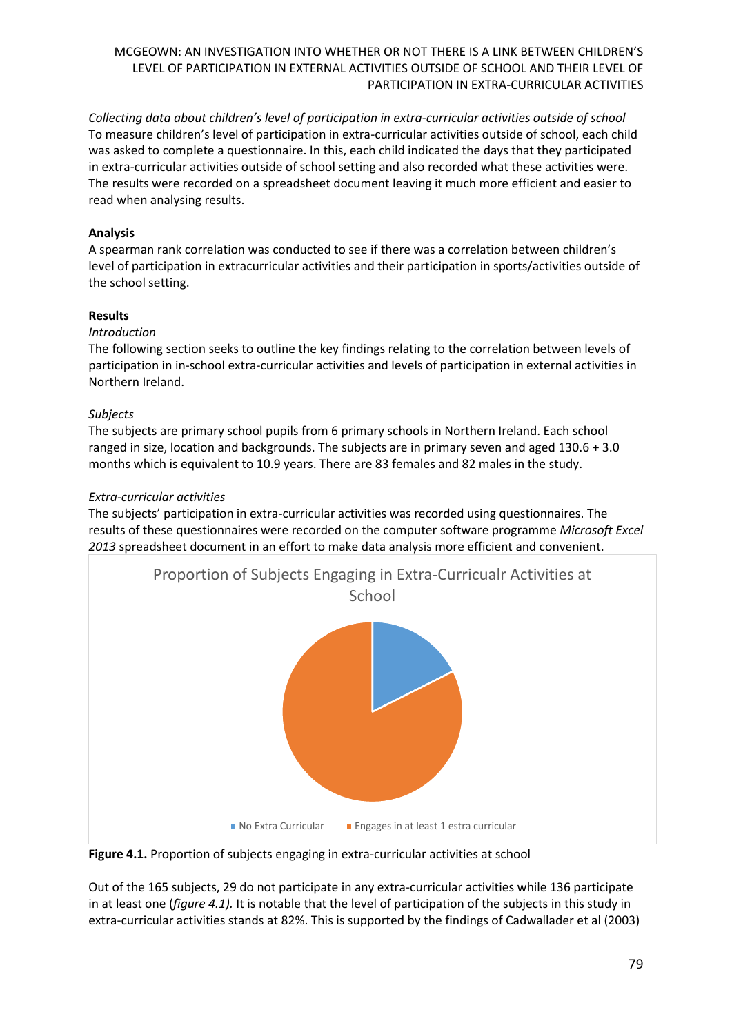*Collecting data about children's level of participation in extra-curricular activities outside of school*
To measure children's level of participation in extra-curricular activities outside of school, each child was asked to complete a questionnaire. In this, each child indicated the days that they participated in extra-curricular activities outside of school setting and also recorded what these activities were. The results were recorded on a spreadsheet document leaving it much more efficient and easier to read when analysing results.

**Analysis**

A spearman rank correlation was conducted to see if there was a correlation between children's level of participation in extracurricular activities and their participation in sports/activities outside of the school setting.

**Results**

*Introduction*

The following section seeks to outline the key findings relating to the correlation between levels of participation in in-school extra-curricular activities and levels of participation in external activities in Northern Ireland.

*Subjects*

The subjects are primary school pupils from 6 primary schools in Northern Ireland. Each school ranged in size, location and backgrounds. The subjects are in primary seven and aged 130.6 $\pm$ 3.0 months which is equivalent to 10.9 years. There are 83 females and 82 males in the study.

*Extra-curricular activities*

The subjects' participation in extra-curricular activities was recorded using questionnaires. The results of these questionnaires were recorded on the computer software programme *Microsoft Excel 2013* spreadsheet document in an effort to make data analysis more efficient and convenient.

Proportion of Subjects Engaging in Extra-Curricualr Activities at School

No Extra Curricular | Engages in at least 1 estra curricular

**Figure 4.1.** Proportion of subjects engaging in extra-curricular activities at school

Out of the 165 subjects, 29 do not participate in any extra-curricular activities while 136 participate in at least one (*figure 4.1).* It is notable that the level of participation of the subjects in this study in extra-curricular activities stands at 82%. This is supported by the findings of Cadwallader et al (2003)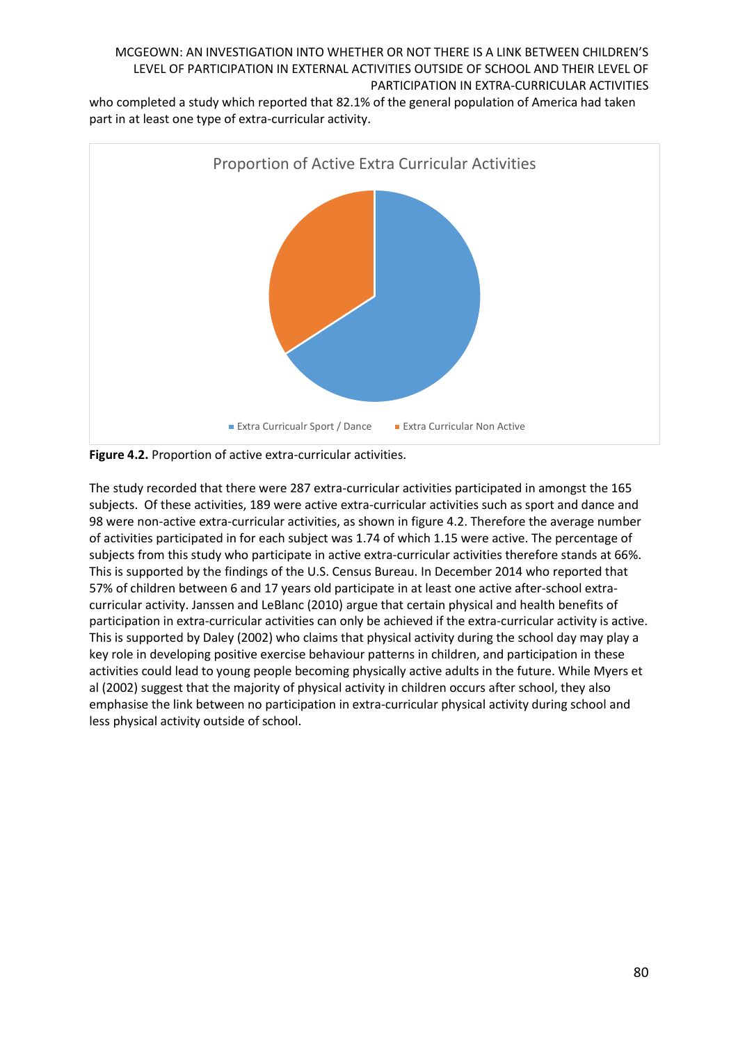who completed a study which reported that 82.1% of the general population of America had taken part in at least one type of extra-curricular activity.

**Figure 4.2.** Proportion of active extra-curricular activities.

The study recorded that there were 287 extra-curricular activities participated in amongst the 165 subjects. Of these activities, 189 were active extra-curricular activities such as sport and dance and 98 were non-active extra-curricular activities, as shown in figure 4.2. Therefore the average number of activities participated in for each subject was 1.74 of which 1.15 were active. The percentage of subjects from this study who participate in active extra-curricular activities therefore stands at 66%. This is supported by the findings of the U.S. Census Bureau. In December 2014 who reported that 57% of children between 6 and 17 years old participate in at least one active after-school extra-curricular activity. Janssen and LeBlanc (2010) argue that certain physical and health benefits of participation in extra-curricular activities can only be achieved if the extra-curricular activity is active. This is supported by Daley (2002) who claims that physical activity during the school day may play a key role in developing positive exercise behaviour patterns in children, and participation in these activities could lead to young people becoming physically active adults in the future. While Myers et al (2002) suggest that the majority of physical activity in children occurs after school, they also emphasise the link between no participation in extra-curricular physical activity during school and less physical activity outside of school.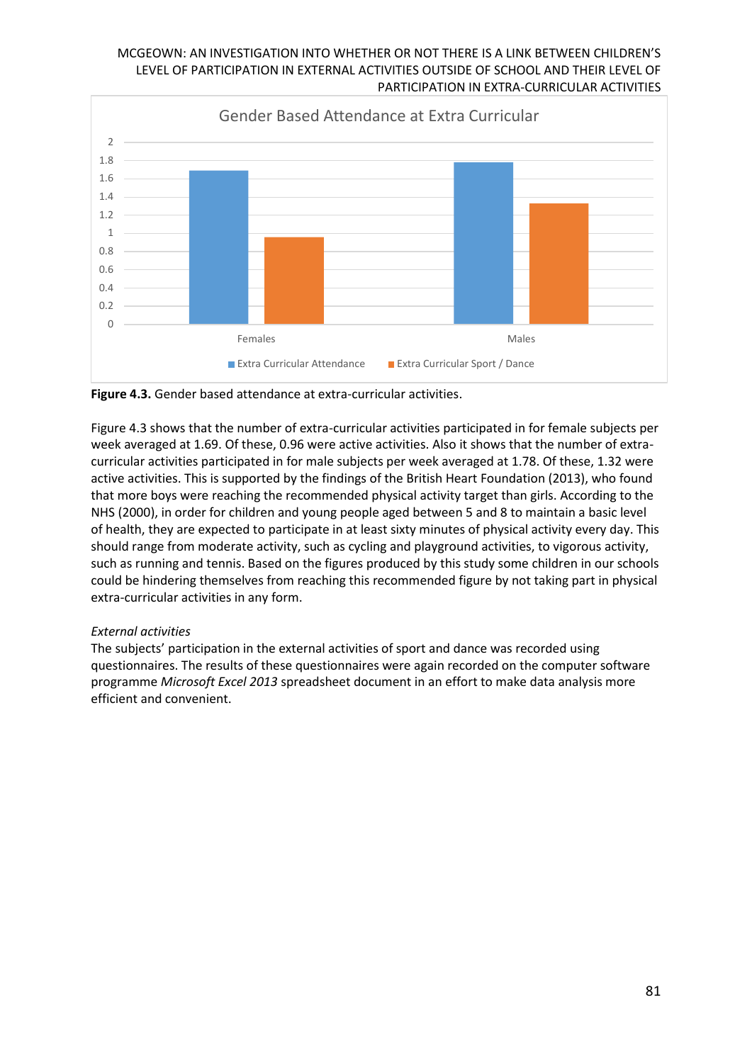**Figure 4.3.** Gender based attendance at extra-curricular activities.

Figure 4.3 shows that the number of extra-curricular activities participated in for female subjects per week averaged at 1.69. Of these, 0.96 were active activities. Also it shows that the number of extra-curricular activities participated in for male subjects per week averaged at 1.78. Of these, 1.32 were active activities. This is supported by the findings of the British Heart Foundation (2013), who found that more boys were reaching the recommended physical activity target than girls. According to the NHS (2000), in order for children and young people aged between 5 and 8 to maintain a basic level of health, they are expected to participate in at least sixty minutes of physical activity every day. This should range from moderate activity, such as cycling and playground activities, to vigorous activity, such as running and tennis. Based on the figures produced by this study some children in our schools could be hindering themselves from reaching this recommended figure by not taking part in physical extra-curricular activities in any form.

*External activities*

The subjects' participation in the external activities of sport and dance was recorded using questionnaires. The results of these questionnaires were again recorded on the computer software programme *Microsoft Excel 2013* spreadsheet document in an effort to make data analysis more efficient and convenient.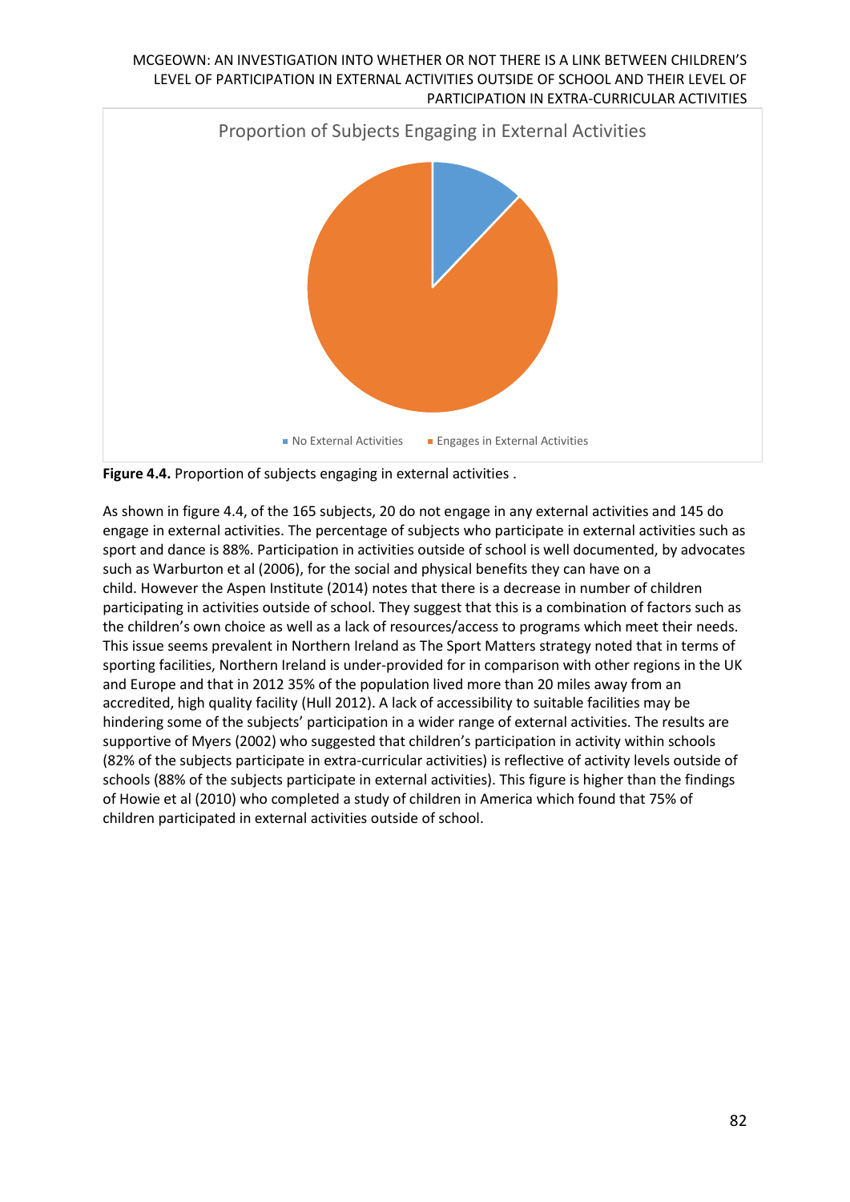**Figure 4.4.** Proportion of subjects engaging in external activities .

As shown in figure 4.4, of the 165 subjects, 20 do not engage in any external activities and 145 do engage in external activities. The percentage of subjects who participate in external activities such as sport and dance is 88%. Participation in activities outside of school is well documented, by advocates such as Warburton et al (2006), for the social and physical benefits they can have on a child. However the Aspen Institute (2014) notes that there is a decrease in number of children participating in activities outside of school. They suggest that this is a combination of factors such as the children's own choice as well as a lack of resources/access to programs which meet their needs. This issue seems prevalent in Northern Ireland as The Sport Matters strategy noted that in terms of sporting facilities, Northern Ireland is under-provided for in comparison with other regions in the UK and Europe and that in 2012 35% of the population lived more than 20 miles away from an accredited, high quality facility (Hull 2012). A lack of accessibility to suitable facilities may be hindering some of the subjects' participation in a wider range of external activities. The results are supportive of Myers (2002) who suggested that children's participation in activity within schools (82% of the subjects participate in extra-curricular activities) is reflective of activity levels outside of schools (88% of the subjects participate in external activities). This figure is higher than the findings of Howie et al (2010) who completed a study of children in America which found that 75% of children participated in external activities outside of school.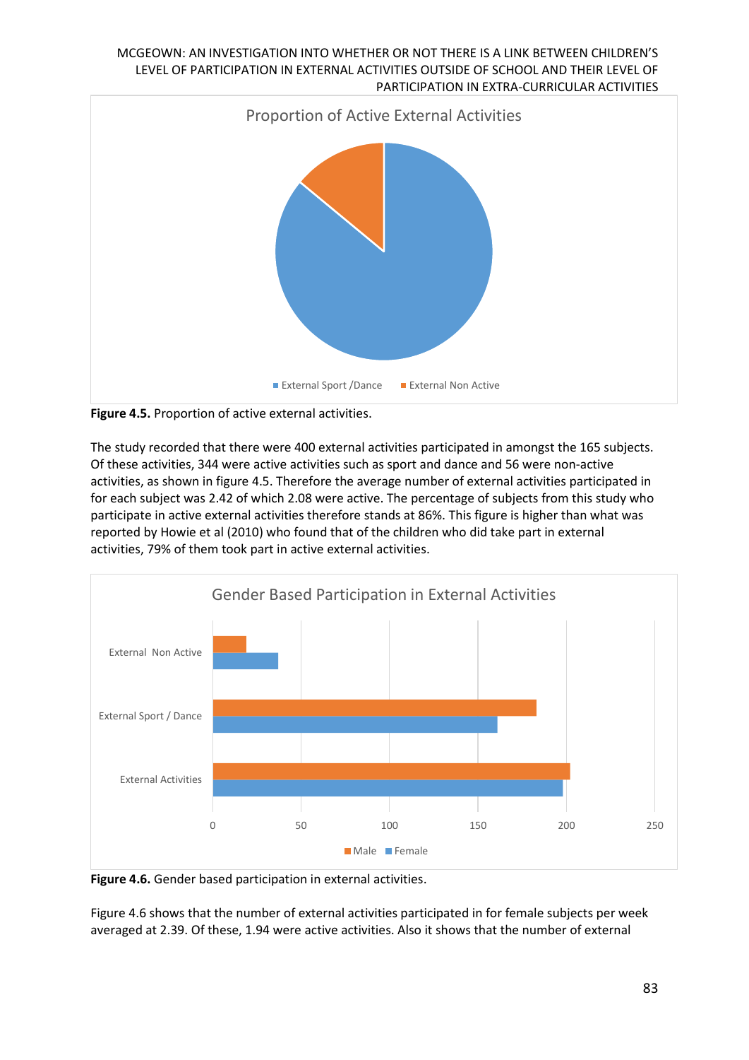**Figure 4.5.** Proportion of active external activities.

The study recorded that there were 400 external activities participated in amongst the 165 subjects. Of these activities, 344 were active activities such as sport and dance and 56 were non-active activities, as shown in figure 4.5. Therefore the average number of external activities participated in for each subject was 2.42 of which 2.08 were active. The percentage of subjects from this study who participate in active external activities therefore stands at 86%. This figure is higher than what was reported by Howie et al (2010) who found that of the children who did take part in external activities, 79% of them took part in active external activities.

**Figure 4.6.** Gender based participation in external activities.

Figure 4.6 shows that the number of external activities participated in for female subjects per week averaged at 2.39. Of these, 1.94 were active activities. Also it shows that the number of external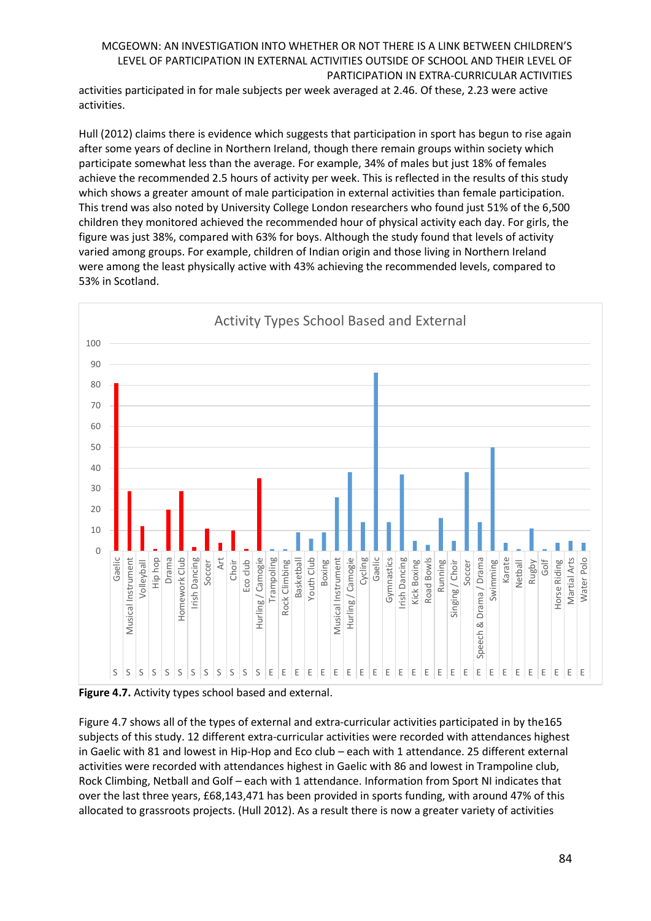activities participated in for male subjects per week averaged at 2.46. Of these, 2.23 were active activities.

Hull (2012) claims there is evidence which suggests that participation in sport has begun to rise again after some years of decline in Northern Ireland, though there remain groups within society which participate somewhat less than the average. For example, 34% of males but just 18% of females achieve the recommended 2.5 hours of activity per week. This is reflected in the results of this study which shows a greater amount of male participation in external activities than female participation. This trend was also noted by University College London researchers who found just 51% of the 6,500 children they monitored achieved the recommended hour of physical activity each day. For girls, the figure was just 38%, compared with 63% for boys. Although the study found that levels of activity varied among groups. For example, children of Indian origin and those living in Northern Ireland were among the least physically active with 43% achieving the recommended levels, compared to 53% in Scotland.

**Figure 4.7.** Activity types school based and external.

Figure 4.7 shows all of the types of external and extra-curricular activities participated in by the165 subjects of this study. 12 different extra-curricular activities were recorded with attendances highest in Gaelic with 81 and lowest in Hip-Hop and Eco club – each with 1 attendance. 25 different external activities were recorded with attendances highest in Gaelic with 86 and lowest in Trampoline club, Rock Climbing, Netball and Golf – each with 1 attendance. Information from Sport NI indicates that over the last three years, £68,143,471 has been provided in sports funding, with around 47% of this allocated to grassroots projects. (Hull 2012). As a result there is now a greater variety of activities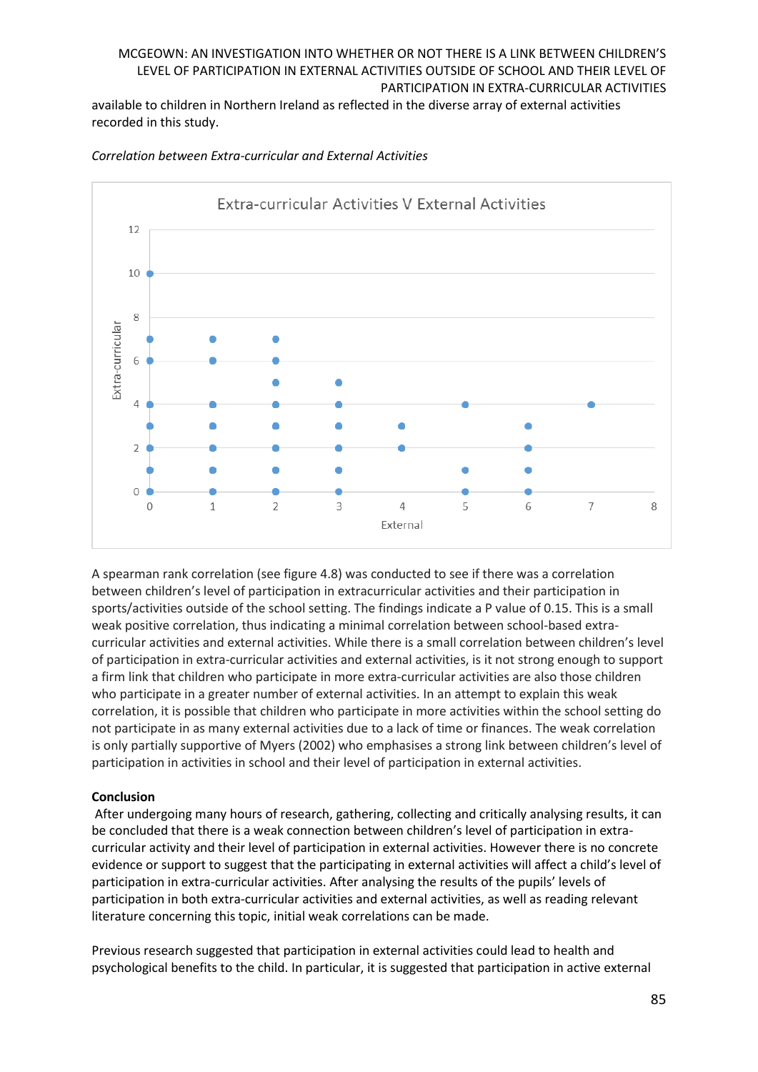available to children in Northern Ireland as reflected in the diverse array of external activities recorded in this study.

*Correlation between Extra-curricular and External Activities*

A spearman rank correlation (see figure 4.8) was conducted to see if there was a correlation between children's level of participation in extracurricular activities and their participation in sports/activities outside of the school setting. The findings indicate a P value of 0.15. This is a small weak positive correlation, thus indicating a minimal correlation between school-based extra-curricular activities and external activities. While there is a small correlation between children's level of participation in extra-curricular activities and external activities, is it not strong enough to support a firm link that children who participate in more extra-curricular activities are also those children who participate in a greater number of external activities. In an attempt to explain this weak correlation, it is possible that children who participate in more activities within the school setting do not participate in as many external activities due to a lack of time or finances. The weak correlation is only partially supportive of Myers (2002) who emphasises a strong link between children's level of participation in activities in school and their level of participation in external activities.

**Conclusion**

After undergoing many hours of research, gathering, collecting and critically analysing results, it can be concluded that there is a weak connection between children's level of participation in extra-curricular activity and their level of participation in external activities. However there is no concrete evidence or support to suggest that the participating in external activities will affect a child's level of participation in extra-curricular activities. After analysing the results of the pupils' levels of participation in both extra-curricular activities and external activities, as well as reading relevant literature concerning this topic, initial weak correlations can be made.

Previous research suggested that participation in external activities could lead to health and psychological benefits to the child. In particular, it is suggested that participation in active external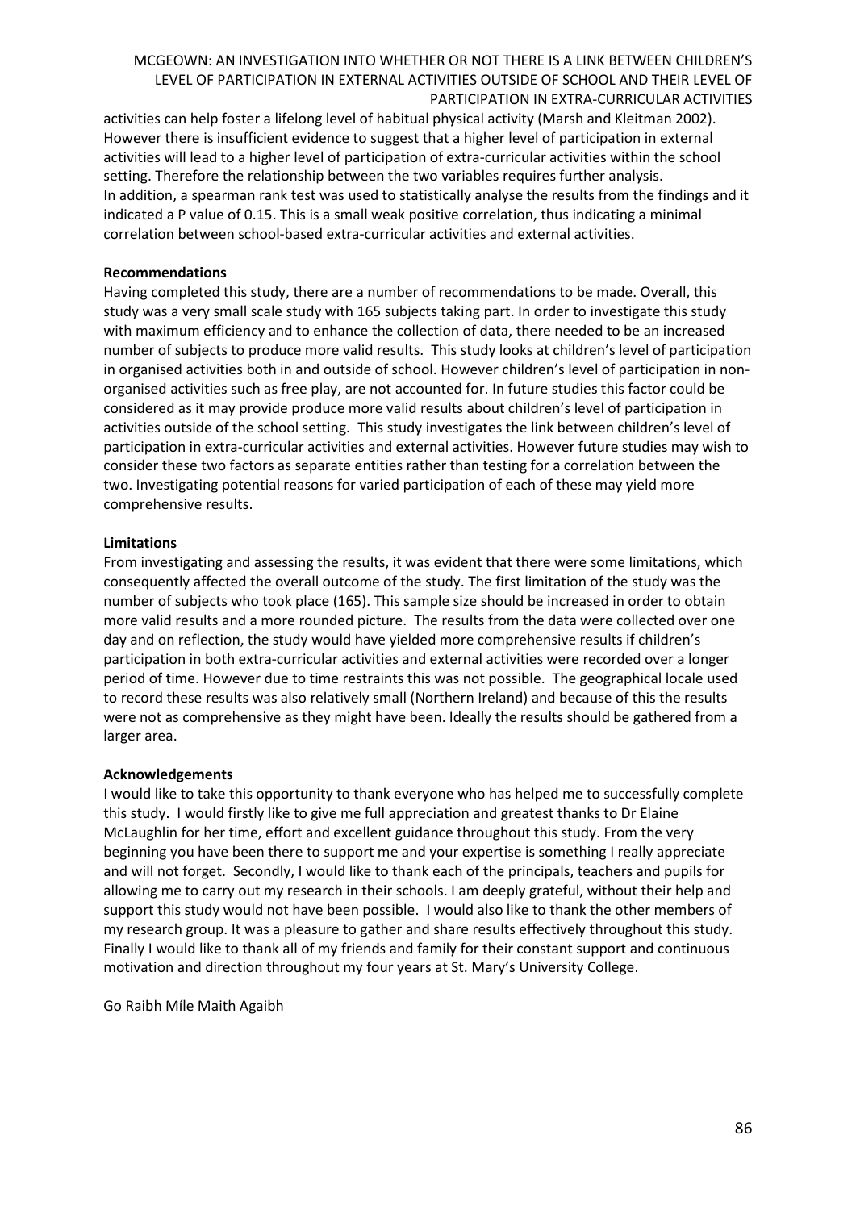activities can help foster a lifelong level of habitual physical activity (Marsh and Kleitman 2002). However there is insufficient evidence to suggest that a higher level of participation in external activities will lead to a higher level of participation of extra-curricular activities within the school setting. Therefore the relationship between the two variables requires further analysis.
In addition, a spearman rank test was used to statistically analyse the results from the findings and it indicated a P value of 0.15. This is a small weak positive correlation, thus indicating a minimal correlation between school-based extra-curricular activities and external activities.

**Recommendations**

Having completed this study, there are a number of recommendations to be made. Overall, this study was a very small scale study with 165 subjects taking part. In order to investigate this study with maximum efficiency and to enhance the collection of data, there needed to be an increased number of subjects to produce more valid results. This study looks at children's level of participation in organised activities both in and outside of school. However children's level of participation in non-organised activities such as free play, are not accounted for. In future studies this factor could be considered as it may provide produce more valid results about children's level of participation in activities outside of the school setting. This study investigates the link between children's level of participation in extra-curricular activities and external activities. However future studies may wish to consider these two factors as separate entities rather than testing for a correlation between the two. Investigating potential reasons for varied participation of each of these may yield more comprehensive results.

**Limitations**

From investigating and assessing the results, it was evident that there were some limitations, which consequently affected the overall outcome of the study. The first limitation of the study was the number of subjects who took place (165). This sample size should be increased in order to obtain more valid results and a more rounded picture. The results from the data were collected over one day and on reflection, the study would have yielded more comprehensive results if children's participation in both extra-curricular activities and external activities were recorded over a longer period of time. However due to time restraints this was not possible. The geographical locale used to record these results was also relatively small (Northern Ireland) and because of this the results were not as comprehensive as they might have been. Ideally the results should be gathered from a larger area.

**Acknowledgements**

I would like to take this opportunity to thank everyone who has helped me to successfully complete this study. I would firstly like to give me full appreciation and greatest thanks to Dr Elaine McLaughlin for her time, effort and excellent guidance throughout this study. From the very beginning you have been there to support me and your expertise is something I really appreciate and will not forget. Secondly, I would like to thank each of the principals, teachers and pupils for allowing me to carry out my research in their schools. I am deeply grateful, without their help and support this study would not have been possible. I would also like to thank the other members of my research group. It was a pleasure to gather and share results effectively throughout this study. Finally I would like to thank all of my friends and family for their constant support and continuous motivation and direction throughout my four years at St. Mary's University College.

Go Raibh Míle Maith Agaibh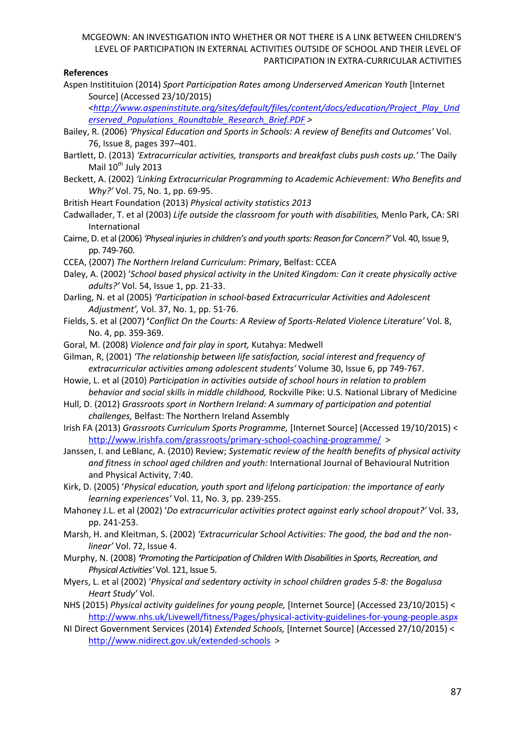## References

Aspen Instititution (2014) *Sport Participation Rates among Underserved American Youth* [Internet Source] (Accessed 23/10/2015) <http://www.aspeninstitute.org/sites/default/files/content/docs/education/Project_Play_Underserved_Populations_Roundtable_Research_Brief.PDF >

Bailey, R. (2006) *'Physical Education and Sports in Schools: A review of Benefits and Outcomes'* Vol. 76, Issue 8, pages 397–401.

Bartlett, D. (2013) *'Extracurricular activities, transports and breakfast clubs push costs up.'* The Daily Mail 10th July 2013

Beckett, A. (2002) *'Linking Extracurricular Programming to Academic Achievement: Who Benefits and Why?'* Vol. 75, No. 1, pp. 69-95.

British Heart Foundation (2013) *Physical activity statistics 2013*

Cadwallader, T. et al (2003) *Life outside the classroom for youth with disabilities,* Menlo Park, CA: SRI International

Cairne, D. et al (2006) *'Physeal injuries in children's and youth sports: Reason for Concern?'* Vol. 40, Issue 9, pp. 749-760.

CCEA, (2007) *The Northern Ireland Curriculum*: *Primary*, Belfast: CCEA

Daley, A. (2002) '*School based physical activity in the United Kingdom: Can it create physically active adults?'* Vol. 54, Issue 1, pp. 21-33.

Darling, N. et al (2005) *'Participation in school-based Extracurricular Activities and Adolescent Adjustment',* Vol. 37, No. 1, pp. 51-76.

Fields, S. et al (2007) **'***Conflict On the Courts: A Review of Sports-Related Violence Literature'* Vol. 8, No. 4, pp. 359-369.

Goral, M. (2008) *Violence and fair play in sport,* Kutahya: Medwell

Gilman, R, (2001) *'The relationship between life satisfaction, social interest and frequency of extracurricular activities among adolescent students'* Volume 30, Issue 6, pp 749-767.

Howie, L. et al (2010) *Participation in activities outside of school hours in relation to problem behavior and social skills in middle childhood,* Rockville Pike: U.S. National Library of Medicine

Hull, D. (2012) *Grassroots sport in Northern Ireland: A summary of participation and potential challenges,* Belfast: The Northern Ireland Assembly

Irish FA (2013) *Grassroots Curriculum Sports Programme,* [Internet Source] (Accessed 19/10/2015) < http://www.irishfa.com/grassroots/primary-school-coaching-programme/ >

Janssen, I. and LeBlanc, A. (2010) Review; *Systematic review of the health benefits of physical activity and fitness in school aged children and youth:* International Journal of Behavioural Nutrition and Physical Activity, 7:40.

Kirk, D. (2005) '*Physical education, youth sport and lifelong participation: the importance of early learning experiences'* Vol. 11, No. 3, pp. 239-255.

Mahoney J.L. et al (2002) '*Do extracurricular activities protect against early school dropout?'* Vol. 33, pp. 241-253.

Marsh, H. and Kleitman, S. (2002) *'Extracurricular School Activities: The good, the bad and the non-linear'* Vol. 72, Issue 4.

Murphy, N. (2008) *'Promoting the Participation of Children With Disabilities in Sports, Recreation, and Physical Activities'* Vol. 121, Issue 5.

Myers, L. et al (2002) '*Physical and sedentary activity in school children grades 5-8: the Bogalusa Heart Study'* Vol.

NHS (2015) *Physical activity guidelines for young people,* [Internet Source] (Accessed 23/10/2015) < http://www.nhs.uk/Livewell/fitness/Pages/physical-activity-guidelines-for-young-people.aspx

NI Direct Government Services (2014) *Extended Schools,* [Internet Source] (Accessed 27/10/2015) < http://www.nidirect.gov.uk/extended-schools >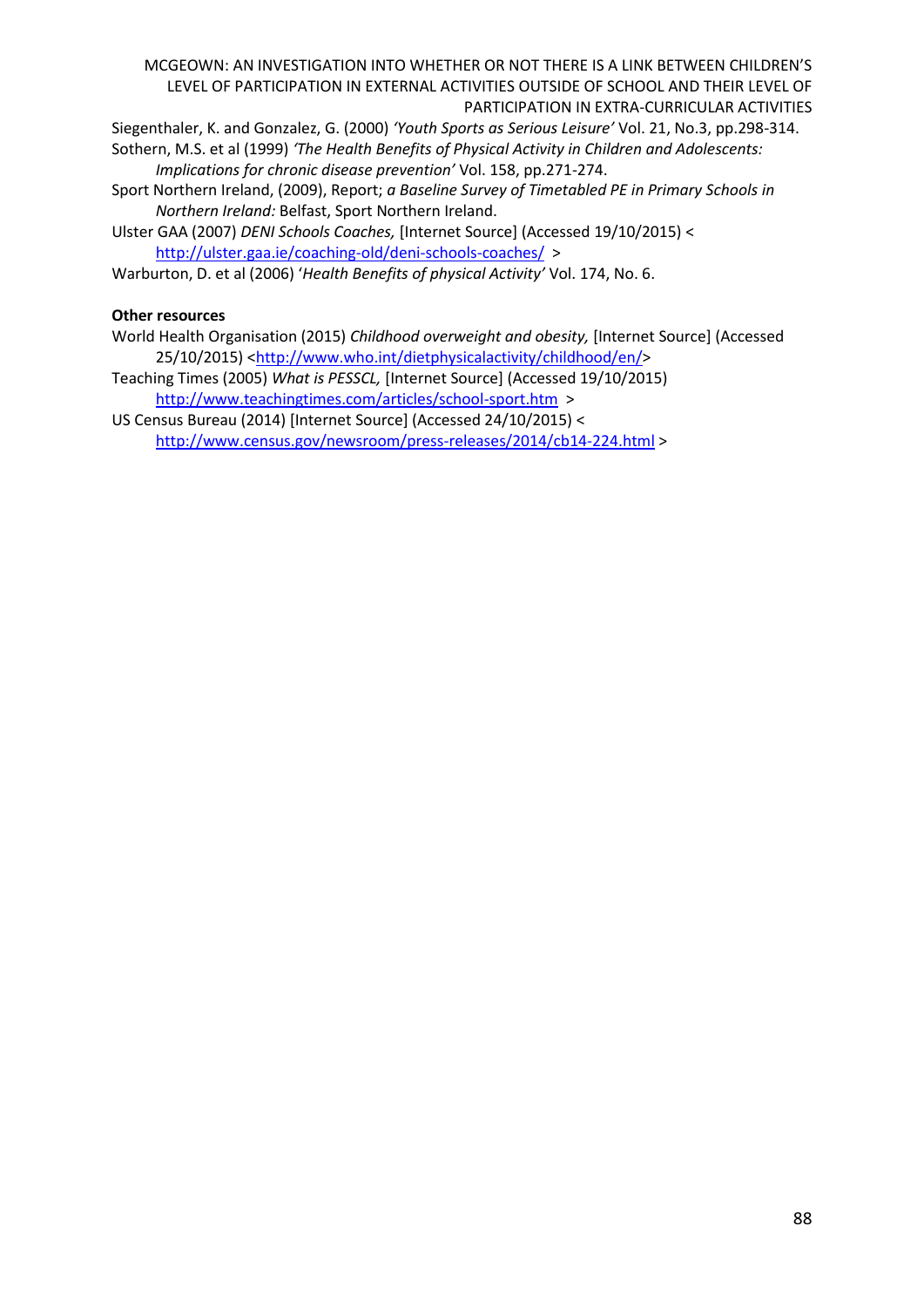Siegenthaler, K. and Gonzalez, G. (2000) *'Youth Sports as Serious Leisure'* Vol. 21, No.3, pp.298-314.

Sothern, M.S. et al (1999) *'The Health Benefits of Physical Activity in Children and Adolescents: Implications for chronic disease prevention'* Vol. 158, pp.271-274.

Sport Northern Ireland, (2009), Report; *a Baseline Survey of Timetabled PE in Primary Schools in Northern Ireland:* Belfast, Sport Northern Ireland.

Ulster GAA (2007) *DENI Schools Coaches,* [Internet Source] (Accessed 19/10/2015) < http://ulster.gaa.ie/coaching-old/deni-schools-coaches/ >

Warburton, D. et al (2006) '*Health Benefits of physical Activity'* Vol. 174, No. 6.

**Other resources**

World Health Organisation (2015) *Childhood overweight and obesity,* [Internet Source] (Accessed 25/10/2015) <http://www.who.int/dietphysicalactivity/childhood/en/>

Teaching Times (2005) *What is PESSCL,* [Internet Source] (Accessed 19/10/2015) http://www.teachingtimes.com/articles/school-sport.htm >

US Census Bureau (2014) [Internet Source] (Accessed 24/10/2015) < http://www.census.gov/newsroom/press-releases/2014/cb14-224.html >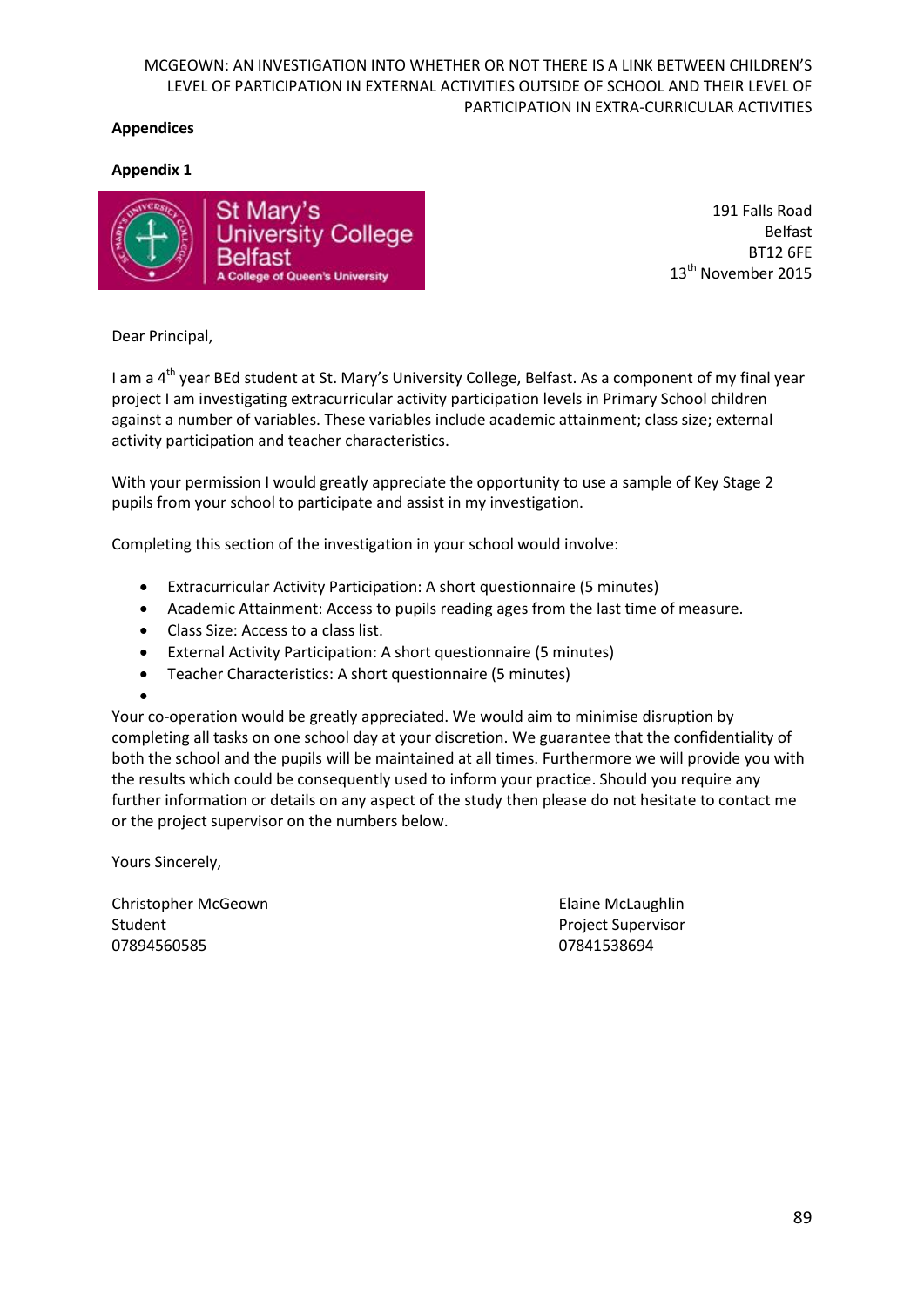**Appendices**

**Appendix 1**

St Mary's University College Belfast
A College of Queen's University

191 Falls Road
Belfast
BT12 6FE
13th November 2015

Dear Principal,

I am a 4th year BEd student at St. Mary's University College, Belfast. As a component of my final year project I am investigating extracurricular activity participation levels in Primary School children against a number of variables. These variables include academic attainment; class size; external activity participation and teacher characteristics.

With your permission I would greatly appreciate the opportunity to use a sample of Key Stage 2 pupils from your school to participate and assist in my investigation.

Completing this section of the investigation in your school would involve:

- Extracurricular Activity Participation: A short questionnaire (5 minutes)
- Academic Attainment: Access to pupils reading ages from the last time of measure.
- Class Size: Access to a class list.
- External Activity Participation: A short questionnaire (5 minutes)
- Teacher Characteristics: A short questionnaire (5 minutes)

Your co-operation would be greatly appreciated. We would aim to minimise disruption by completing all tasks on one school day at your discretion. We guarantee that the confidentiality of both the school and the pupils will be maintained at all times. Furthermore we will provide you with the results which could be consequently used to inform your practice. Should you require any further information or details on any aspect of the study then please do not hesitate to contact me or the project supervisor on the numbers below.

Yours Sincerely,

Christopher McGeown
Student
07894560585

Elaine McLaughlin
Project Supervisor
07841538694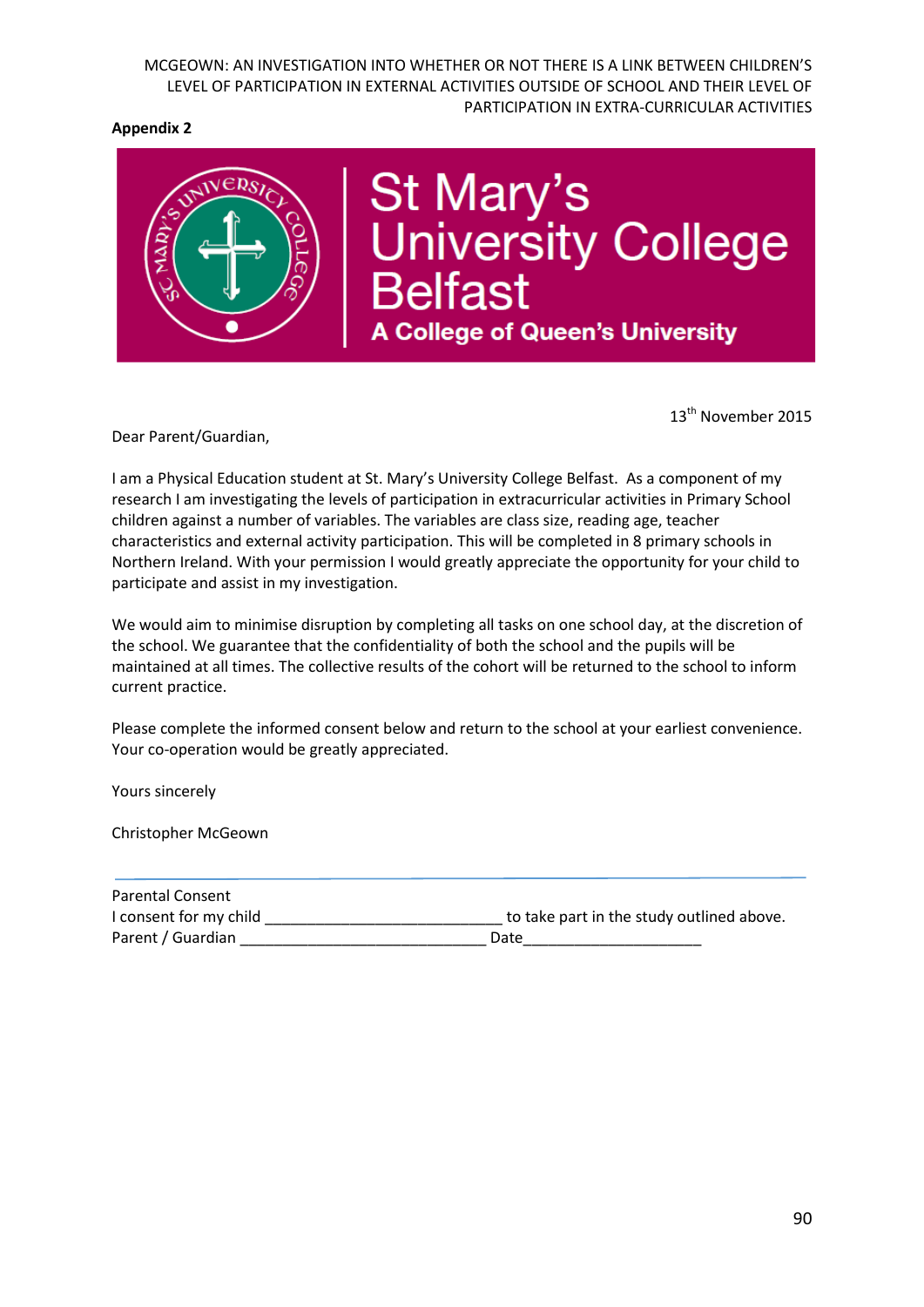**Appendix 2**

St Mary's University College Belfast

A College of Queen's University

13th November 2015

Dear Parent/Guardian,

I am a Physical Education student at St. Mary's University College Belfast. As a component of my research I am investigating the levels of participation in extracurricular activities in Primary School children against a number of variables. The variables are class size, reading age, teacher characteristics and external activity participation. This will be completed in 8 primary schools in Northern Ireland. With your permission I would greatly appreciate the opportunity for your child to participate and assist in my investigation.

We would aim to minimise disruption by completing all tasks on one school day, at the discretion of the school. We guarantee that the confidentiality of both the school and the pupils will be maintained at all times. The collective results of the cohort will be returned to the school to inform current practice.

Please complete the informed consent below and return to the school at your earliest convenience. Your co-operation would be greatly appreciated.

Yours sincerely

Christopher McGeown

---

Parental Consent

I consent for my child ____________________________ to take part in the study outlined above.

Parent / Guardian _____________________________ Date____________________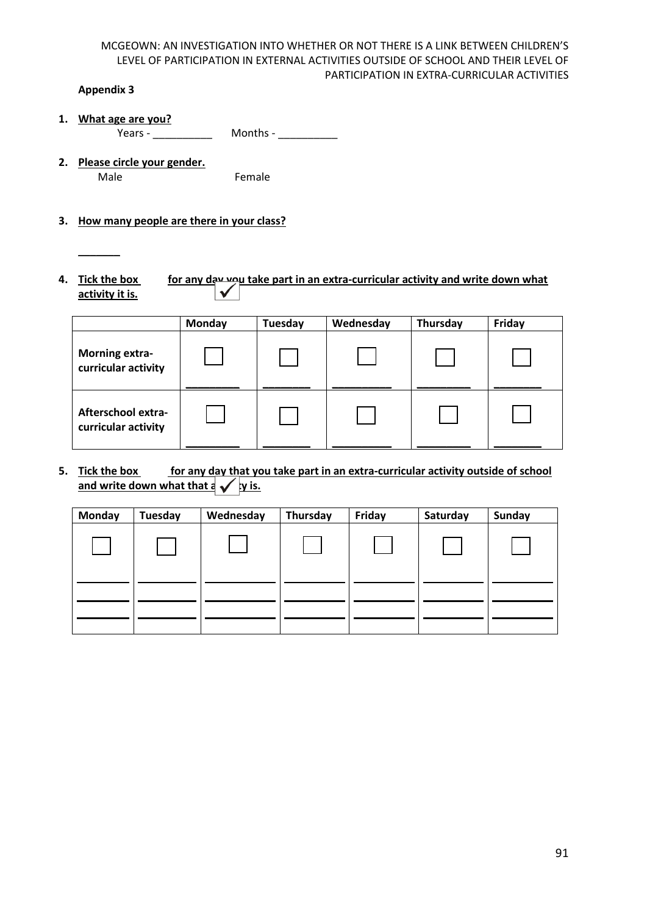**Appendix 3**

1. **What age are you?**

   Years - __________ Months - __________

2. **Please circle your gender.**

   Male Female

3. **How many people are there in your class?**

   _______

4. **Tick the box ✓ for any day you take part in an extra-curricular activity and write down what activity it is.**

| | Monday | Tuesday | Wednesday | Thursday | Friday |
|---|---|---|---|---|---|
| **Morning extra-curricular activity** | ☐ _________ | ☐ ________ | ☐ __________ | ☐ _________ | ☐ ________ |
| **Afterschool extra-curricular activity** | ☐ _________ | ☐ ________ | ☐ __________ | ☐ _________ | ☐ ________ |

5. **Tick the box ✓ for any day that you take part in an extra-curricular activity outside of school and write down what that activity is.**

| Monday | Tuesday | Wednesday | Thursday | Friday | Saturday | Sunday |
|---|---|---|---|---|---|---|
| ☐ ________ ________ ________ | ☐ ________ ________ ________ | ☐ ________ ________ ________ | ☐ ________ ________ ________ | ☐ ________ ________ ________ | ☐ ________ ________ ________ | ☐ ________ ________ ________ |